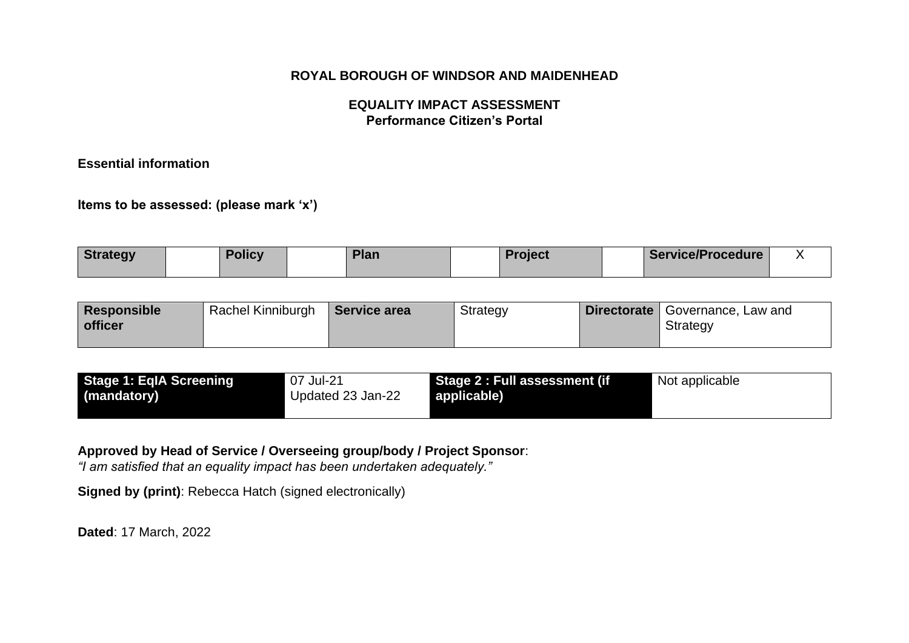# ROYAL BOROUGH OF WINDSOR AND MAIDENHEAD

## EQUALITY IMPACT ASSESSMENT
### Performance Citizen's Portal

**Essential information**

**Items to be assessed: (please mark 'x')**

| Strategy | | Policy | | Plan | | Project | | Service/Procedure | X |
|---|---|---|---|---|---|---|---|---|---|

| Responsible officer | Rachel Kinniburgh | Service area | Strategy | Directorate | Governance, Law and Strategy |
|---|---|---|---|---|---|

| Stage 1: EqIA Screening (mandatory) | 07 Jul-21<br>Updated 23 Jan-22 | Stage 2 : Full assessment (if applicable) | Not applicable |
|---|---|---|---|

**Approved by Head of Service / Overseeing group/body / Project Sponsor**:
*"I am satisfied that an equality impact has been undertaken adequately."*

**Signed by (print)**: Rebecca Hatch (signed electronically)

**Dated**: 17 March, 2022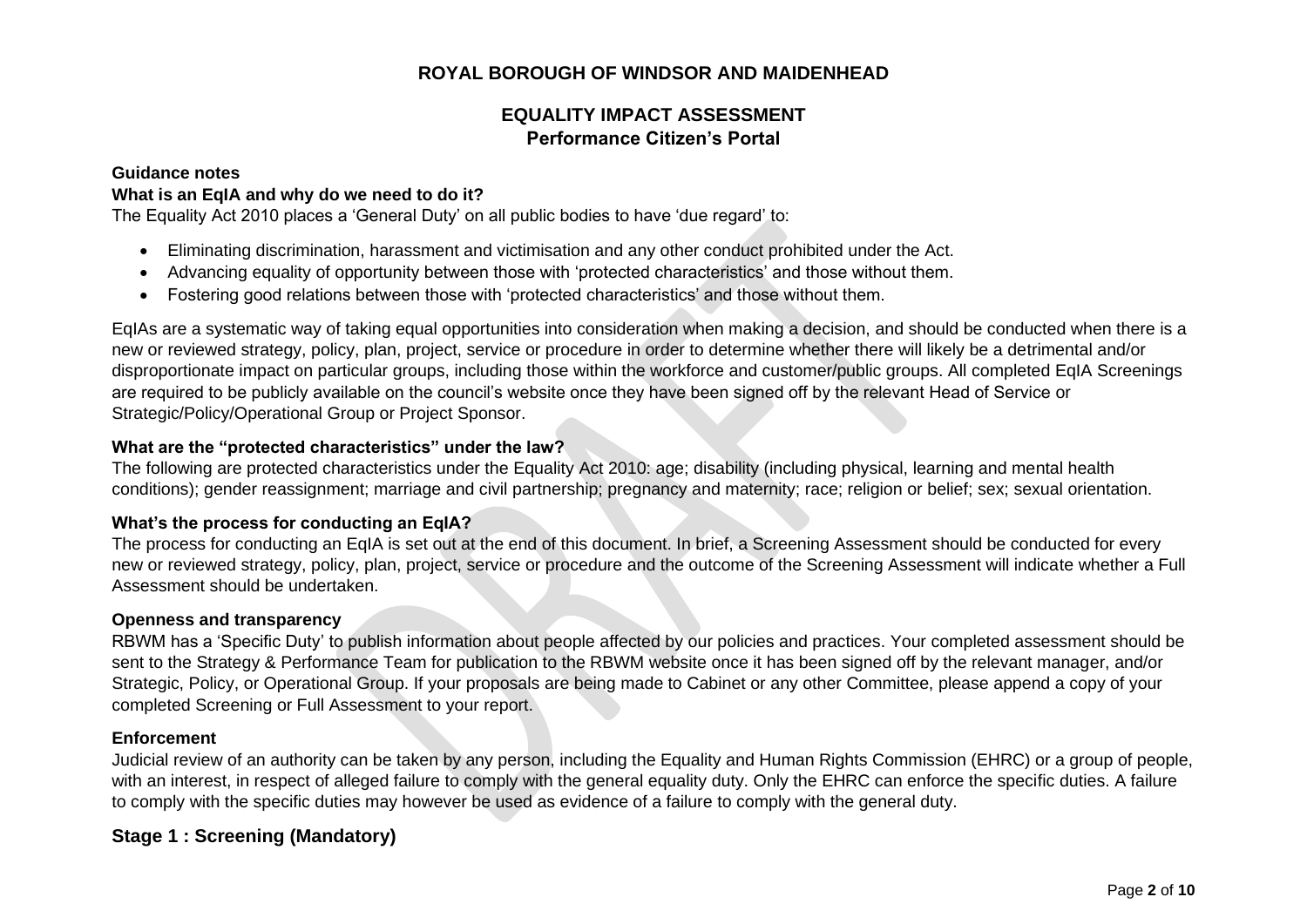# ROYAL BOROUGH OF WINDSOR AND MAIDENHEAD

## EQUALITY IMPACT ASSESSMENT
## Performance Citizen's Portal

**Guidance notes**

**What is an EqIA and why do we need to do it?**

The Equality Act 2010 places a 'General Duty' on all public bodies to have 'due regard' to:

- Eliminating discrimination, harassment and victimisation and any other conduct prohibited under the Act.
- Advancing equality of opportunity between those with 'protected characteristics' and those without them.
- Fostering good relations between those with 'protected characteristics' and those without them.

EqIAs are a systematic way of taking equal opportunities into consideration when making a decision, and should be conducted when there is a new or reviewed strategy, policy, plan, project, service or procedure in order to determine whether there will likely be a detrimental and/or disproportionate impact on particular groups, including those within the workforce and customer/public groups. All completed EqIA Screenings are required to be publicly available on the council's website once they have been signed off by the relevant Head of Service or Strategic/Policy/Operational Group or Project Sponsor.

**What are the "protected characteristics" under the law?**

The following are protected characteristics under the Equality Act 2010: age; disability (including physical, learning and mental health conditions); gender reassignment; marriage and civil partnership; pregnancy and maternity; race; religion or belief; sex; sexual orientation.

**What's the process for conducting an EqIA?**

The process for conducting an EqIA is set out at the end of this document. In brief, a Screening Assessment should be conducted for every new or reviewed strategy, policy, plan, project, service or procedure and the outcome of the Screening Assessment will indicate whether a Full Assessment should be undertaken.

**Openness and transparency**

RBWM has a 'Specific Duty' to publish information about people affected by our policies and practices. Your completed assessment should be sent to the Strategy & Performance Team for publication to the RBWM website once it has been signed off by the relevant manager, and/or Strategic, Policy, or Operational Group. If your proposals are being made to Cabinet or any other Committee, please append a copy of your completed Screening or Full Assessment to your report.

**Enforcement**

Judicial review of an authority can be taken by any person, including the Equality and Human Rights Commission (EHRC) or a group of people, with an interest, in respect of alleged failure to comply with the general equality duty. Only the EHRC can enforce the specific duties. A failure to comply with the specific duties may however be used as evidence of a failure to comply with the general duty.

## Stage 1 : Screening (Mandatory)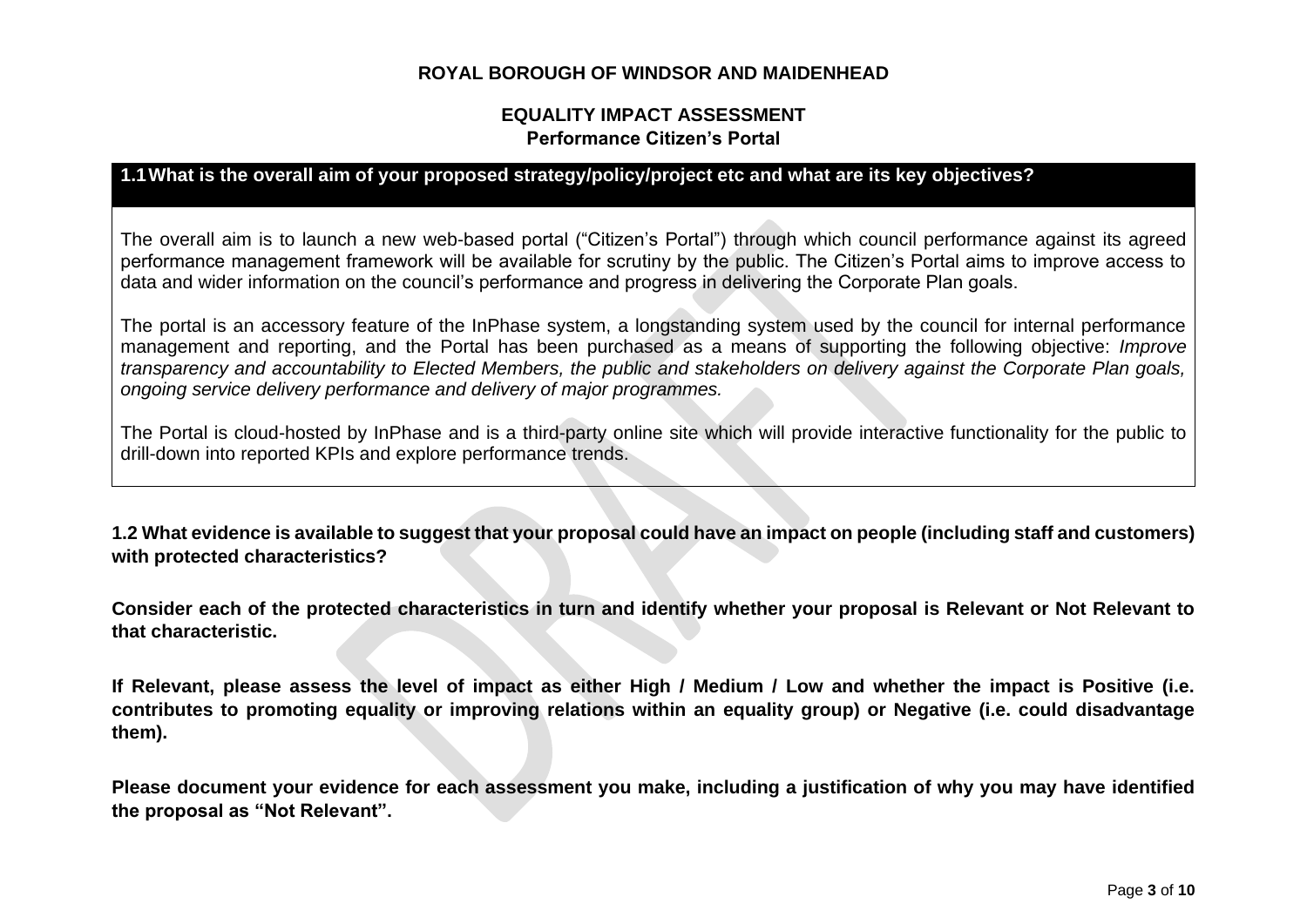**ROYAL BOROUGH OF WINDSOR AND MAIDENHEAD**

**EQUALITY IMPACT ASSESSMENT**
**Performance Citizen's Portal**

## 1.1 What is the overall aim of your proposed strategy/policy/project etc and what are its key objectives?

The overall aim is to launch a new web-based portal ("Citizen's Portal") through which council performance against its agreed performance management framework will be available for scrutiny by the public. The Citizen's Portal aims to improve access to data and wider information on the council's performance and progress in delivering the Corporate Plan goals.

The portal is an accessory feature of the InPhase system, a longstanding system used by the council for internal performance management and reporting, and the Portal has been purchased as a means of supporting the following objective: *Improve transparency and accountability to Elected Members, the public and stakeholders on delivery against the Corporate Plan goals, ongoing service delivery performance and delivery of major programmes.*

The Portal is cloud-hosted by InPhase and is a third-party online site which will provide interactive functionality for the public to drill-down into reported KPIs and explore performance trends.

**1.2 What evidence is available to suggest that your proposal could have an impact on people (including staff and customers) with protected characteristics?**

**Consider each of the protected characteristics in turn and identify whether your proposal is Relevant or Not Relevant to that characteristic.**

**If Relevant, please assess the level of impact as either High / Medium / Low and whether the impact is Positive (i.e. contributes to promoting equality or improving relations within an equality group) or Negative (i.e. could disadvantage them).**

**Please document your evidence for each assessment you make, including a justification of why you may have identified the proposal as "Not Relevant".**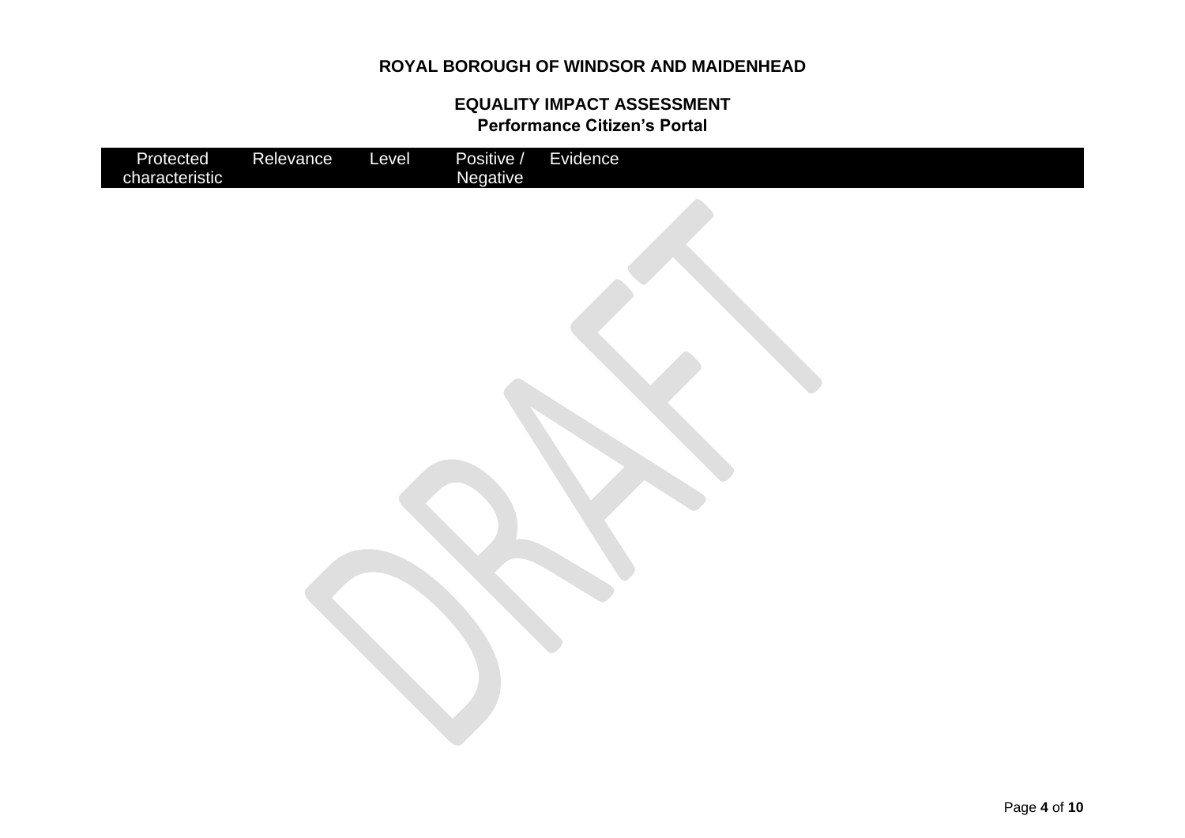| Protected characteristic | Relevance | Level | Positive / Negative | Evidence |
| --- | --- | --- | --- | --- |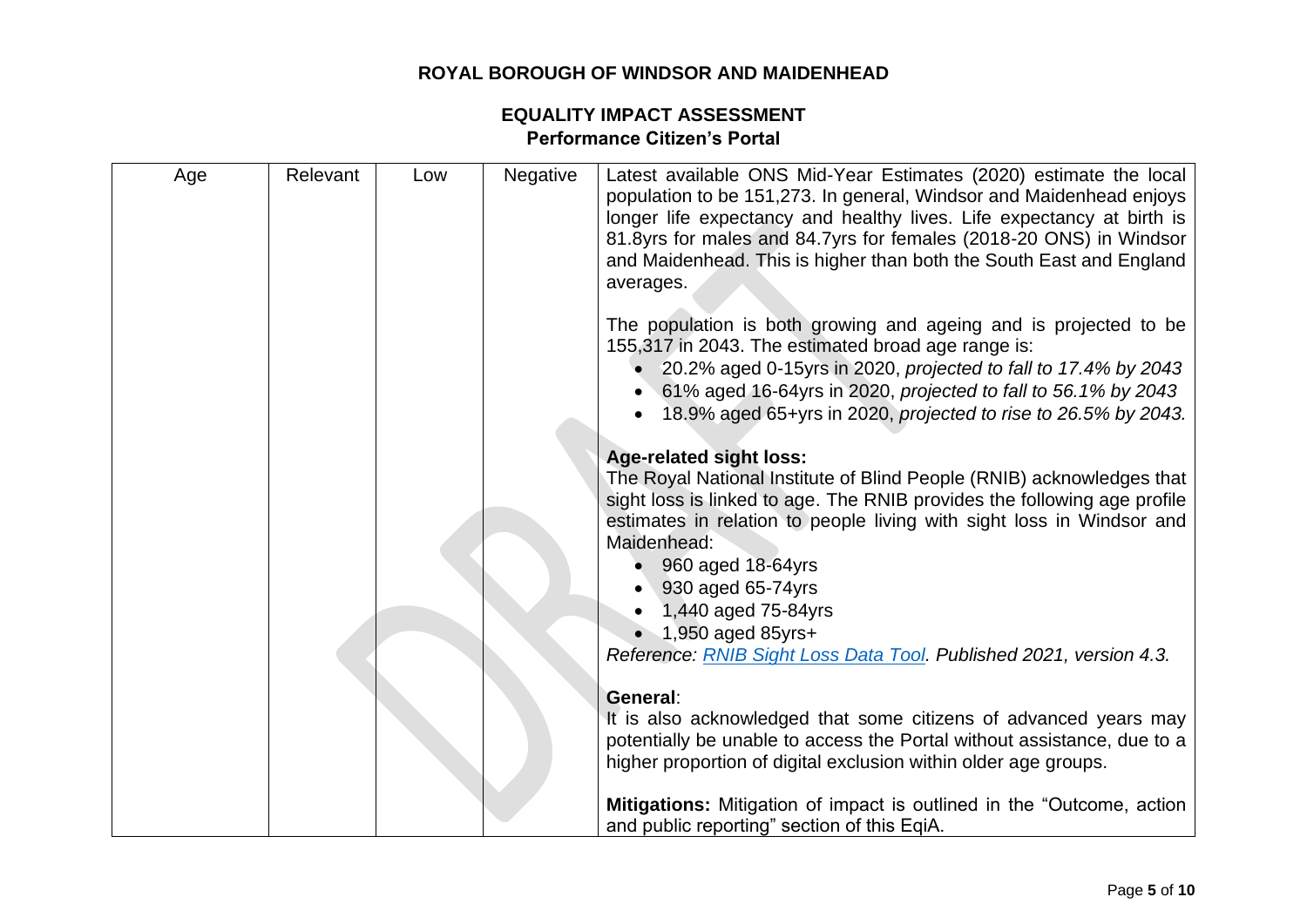| Age | Relevant | Low | Negative | Latest available ONS Mid-Year Estimates (2020) estimate the local population to be 151,273. In general, Windsor and Maidenhead enjoys longer life expectancy and healthy lives. Life expectancy at birth is 81.8yrs for males and 84.7yrs for females (2018-20 ONS) in Windsor and Maidenhead. This is higher than both the South East and England averages.<br><br>The population is both growing and ageing and is projected to be 155,317 in 2043. The estimated broad age range is:<br>• 20.2% aged 0-15yrs in 2020, *projected to fall to 17.4% by 2043*<br>• 61% aged 16-64yrs in 2020, *projected to fall to 56.1% by 2043*<br>• 18.9% aged 65+yrs in 2020, *projected to rise to 26.5% by 2043.*<br><br>**Age-related sight loss:**<br>The Royal National Institute of Blind People (RNIB) acknowledges that sight loss is linked to age. The RNIB provides the following age profile estimates in relation to people living with sight loss in Windsor and Maidenhead:<br>• 960 aged 18-64yrs<br>• 930 aged 65-74yrs<br>• 1,440 aged 75-84yrs<br>• 1,950 aged 85yrs+<br>*Reference: RNIB Sight Loss Data Tool. Published 2021, version 4.3.*<br><br>**General**:<br>It is also acknowledged that some citizens of advanced years may potentially be unable to access the Portal without assistance, due to a higher proportion of digital exclusion within older age groups.<br><br>**Mitigations:** Mitigation of impact is outlined in the "Outcome, action and public reporting" section of this EqiA. |
|---|---|---|---|---|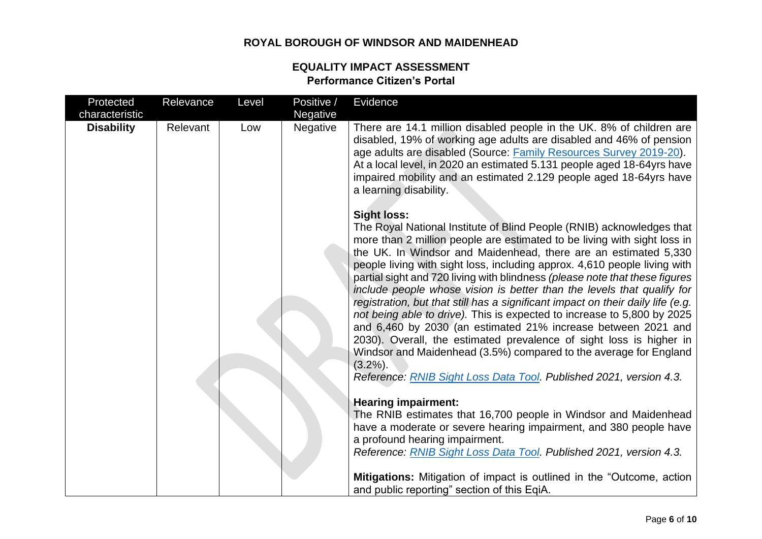**ROYAL BOROUGH OF WINDSOR AND MAIDENHEAD**

**EQUALITY IMPACT ASSESSMENT**
**Performance Citizen's Portal**

| Protected characteristic | Relevance | Level | Positive / Negative | Evidence |
|---|---|---|---|---|
| **Disability** | Relevant | Low | Negative | There are 14.1 million disabled people in the UK. 8% of children are disabled, 19% of working age adults are disabled and 46% of pension age adults are disabled (Source: [Family Resources Survey 2019-20]). At a local level, in 2020 an estimated 5.131 people aged 18-64yrs have impaired mobility and an estimated 2.129 people aged 18-64yrs have a learning disability.<br><br>**Sight loss:**<br>The Royal National Institute of Blind People (RNIB) acknowledges that more than 2 million people are estimated to be living with sight loss in the UK. In Windsor and Maidenhead, there are an estimated 5,330 people living with sight loss, including approx. 4,610 people living with partial sight and 720 living with blindness *(please note that these figures include people whose vision is better than the levels that qualify for registration, but that still has a significant impact on their daily life (e.g. not being able to drive).* This is expected to increase to 5,800 by 2025 and 6,460 by 2030 (an estimated 21% increase between 2021 and 2030). Overall, the estimated prevalence of sight loss is higher in Windsor and Maidenhead (3.5%) compared to the average for England (3.2%).<br>*Reference: [RNIB Sight Loss Data Tool]. Published 2021, version 4.3.*<br><br>**Hearing impairment:**<br>The RNIB estimates that 16,700 people in Windsor and Maidenhead have a moderate or severe hearing impairment, and 380 people have a profound hearing impairment.<br>*Reference: [RNIB Sight Loss Data Tool]. Published 2021, version 4.3.*<br><br>**Mitigations:** Mitigation of impact is outlined in the "Outcome, action and public reporting" section of this EqiA. |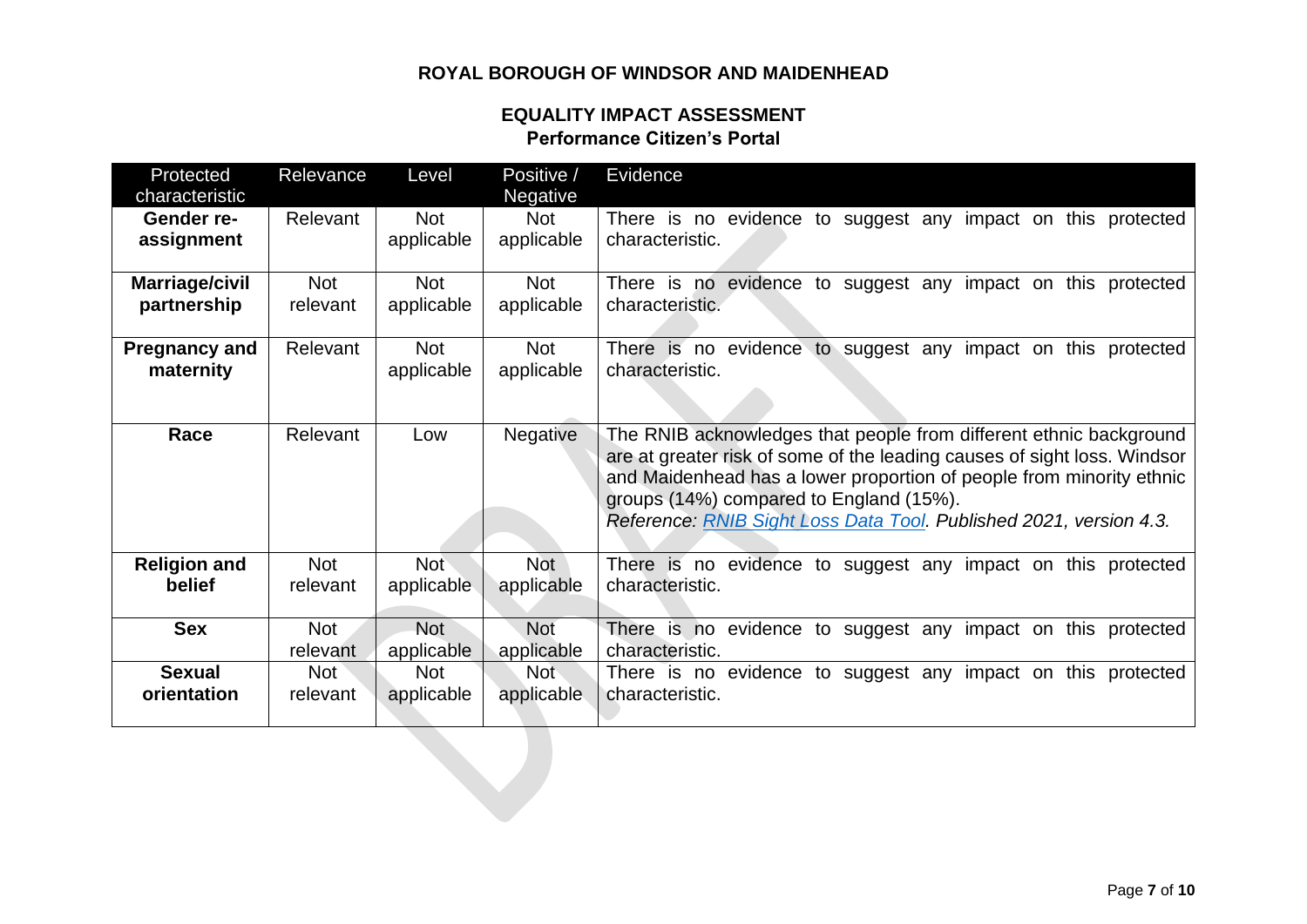**ROYAL BOROUGH OF WINDSOR AND MAIDENHEAD**

**EQUALITY IMPACT ASSESSMENT**
**Performance Citizen's Portal**

| Protected characteristic | Relevance | Level | Positive / Negative | Evidence |
|---|---|---|---|---|
| **Gender re-assignment** | Relevant | Not applicable | Not applicable | There is no evidence to suggest any impact on this protected characteristic. |
| **Marriage/civil partnership** | Not relevant | Not applicable | Not applicable | There is no evidence to suggest any impact on this protected characteristic. |
| **Pregnancy and maternity** | Relevant | Not applicable | Not applicable | There is no evidence to suggest any impact on this protected characteristic. |
| **Race** | Relevant | Low | Negative | The RNIB acknowledges that people from different ethnic background are at greater risk of some of the leading causes of sight loss. Windsor and Maidenhead has a lower proportion of people from minority ethnic groups (14%) compared to England (15%). *Reference: RNIB Sight Loss Data Tool. Published 2021, version 4.3.* |
| **Religion and belief** | Not relevant | Not applicable | Not applicable | There is no evidence to suggest any impact on this protected characteristic. |
| **Sex** | Not relevant | Not applicable | Not applicable | There is no evidence to suggest any impact on this protected characteristic. |
| **Sexual orientation** | Not relevant | Not applicable | Not applicable | There is no evidence to suggest any impact on this protected characteristic. |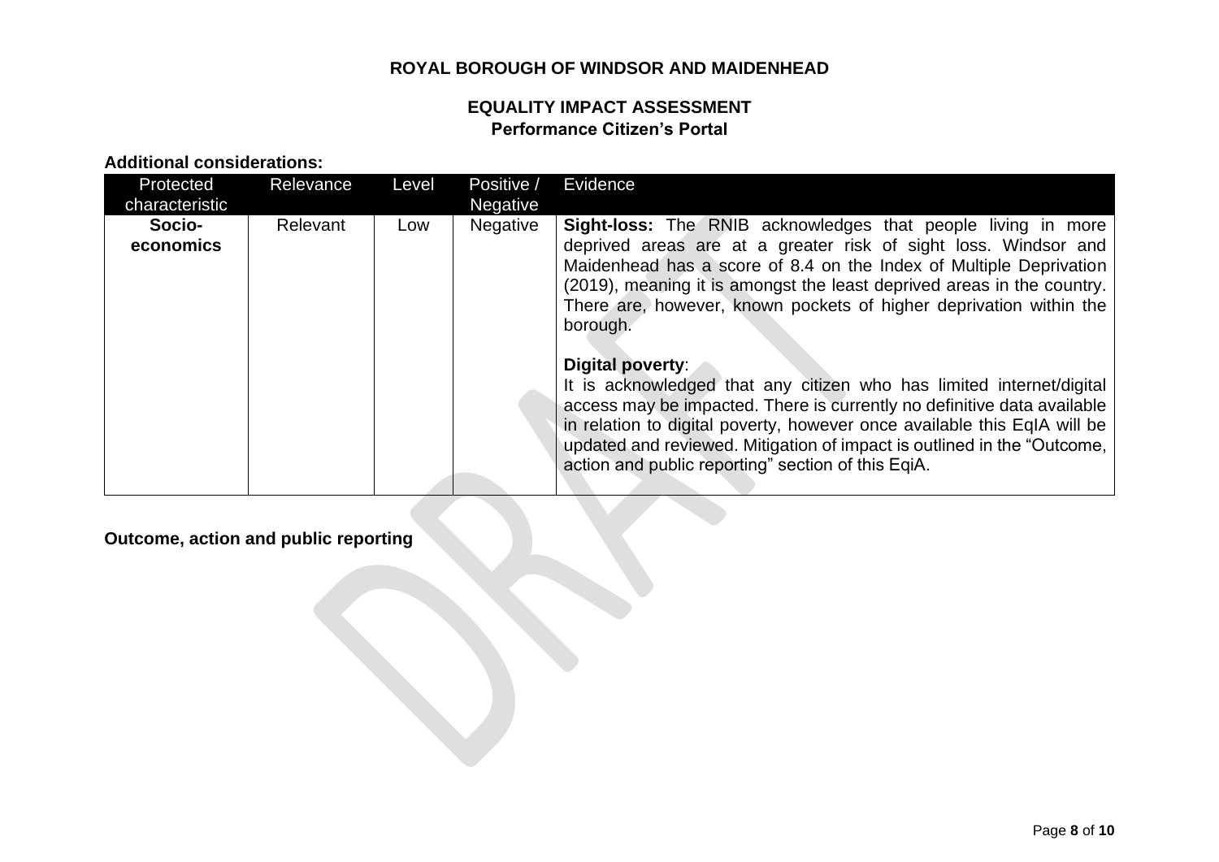**ROYAL BOROUGH OF WINDSOR AND MAIDENHEAD**

**EQUALITY IMPACT ASSESSMENT**
**Performance Citizen's Portal**

**Additional considerations:**

| Protected characteristic | Relevance | Level | Positive / Negative | Evidence |
|---|---|---|---|---|
| **Socio-economics** | Relevant | Low | Negative | **Sight-loss:** The RNIB acknowledges that people living in more deprived areas are at a greater risk of sight loss. Windsor and Maidenhead has a score of 8.4 on the Index of Multiple Deprivation (2019), meaning it is amongst the least deprived areas in the country. There are, however, known pockets of higher deprivation within the borough.<br><br>**Digital poverty**:<br>It is acknowledged that any citizen who has limited internet/digital access may be impacted. There is currently no definitive data available in relation to digital poverty, however once available this EqIA will be updated and reviewed. Mitigation of impact is outlined in the "Outcome, action and public reporting" section of this EqiA. |

**Outcome, action and public reporting**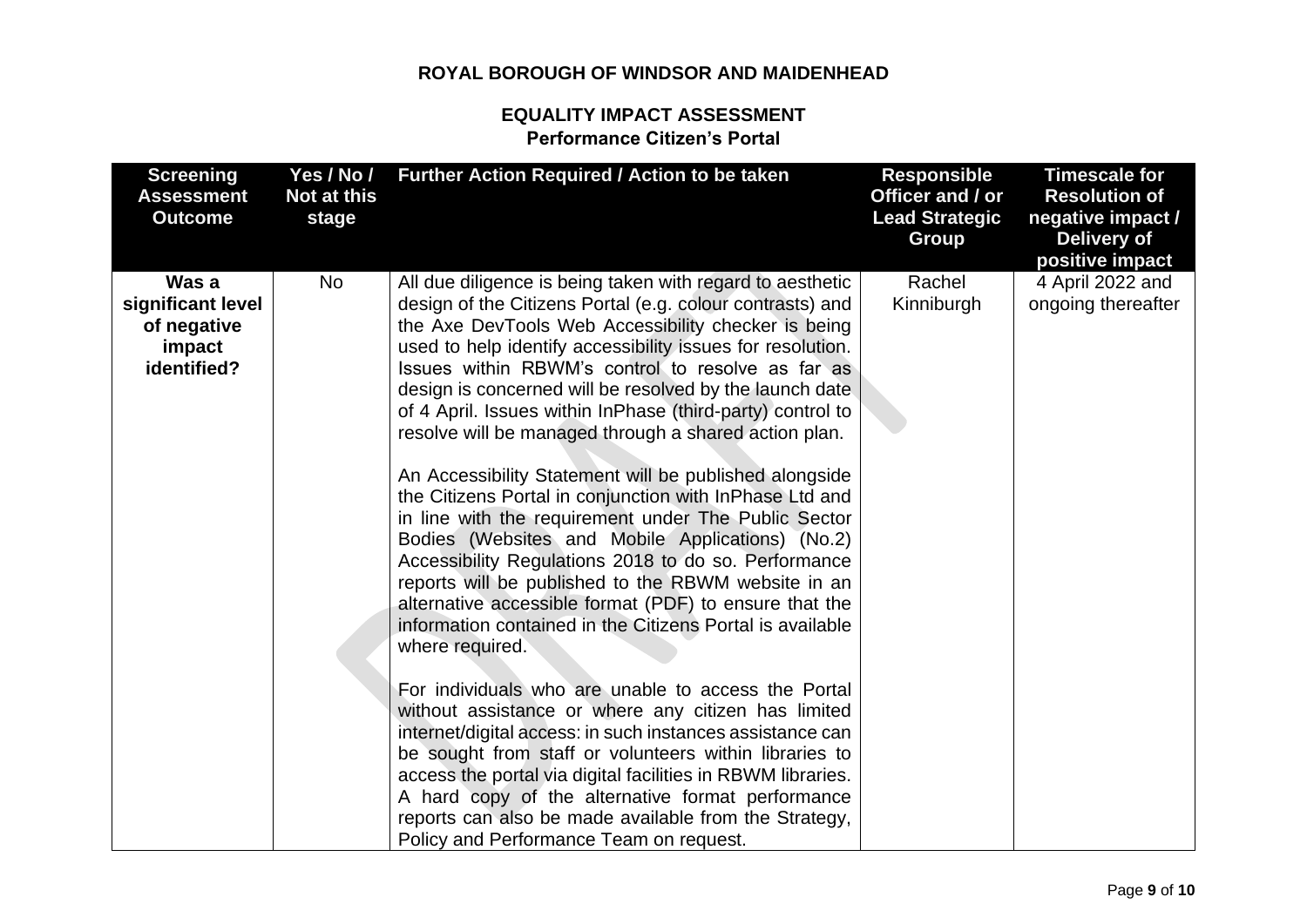**ROYAL BOROUGH OF WINDSOR AND MAIDENHEAD**

**EQUALITY IMPACT ASSESSMENT**
**Performance Citizen's Portal**

| Screening Assessment Outcome | Yes / No / Not at this stage | Further Action Required / Action to be taken | Responsible Officer and / or Lead Strategic Group | Timescale for Resolution of negative impact / Delivery of positive impact |
|---|---|---|---|---|
| **Was a significant level of negative impact identified?** | No | All due diligence is being taken with regard to aesthetic design of the Citizens Portal (e.g. colour contrasts) and the Axe DevTools Web Accessibility checker is being used to help identify accessibility issues for resolution. Issues within RBWM's control to resolve as far as design is concerned will be resolved by the launch date of 4 April. Issues within InPhase (third-party) control to resolve will be managed through a shared action plan.<br><br>An Accessibility Statement will be published alongside the Citizens Portal in conjunction with InPhase Ltd and in line with the requirement under The Public Sector Bodies (Websites and Mobile Applications) (No.2) Accessibility Regulations 2018 to do so. Performance reports will be published to the RBWM website in an alternative accessible format (PDF) to ensure that the information contained in the Citizens Portal is available where required.<br><br>For individuals who are unable to access the Portal without assistance or where any citizen has limited internet/digital access: in such instances assistance can be sought from staff or volunteers within libraries to access the portal via digital facilities in RBWM libraries. A hard copy of the alternative format performance reports can also be made available from the Strategy, Policy and Performance Team on request. | Rachel Kinniburgh | 4 April 2022 and ongoing thereafter |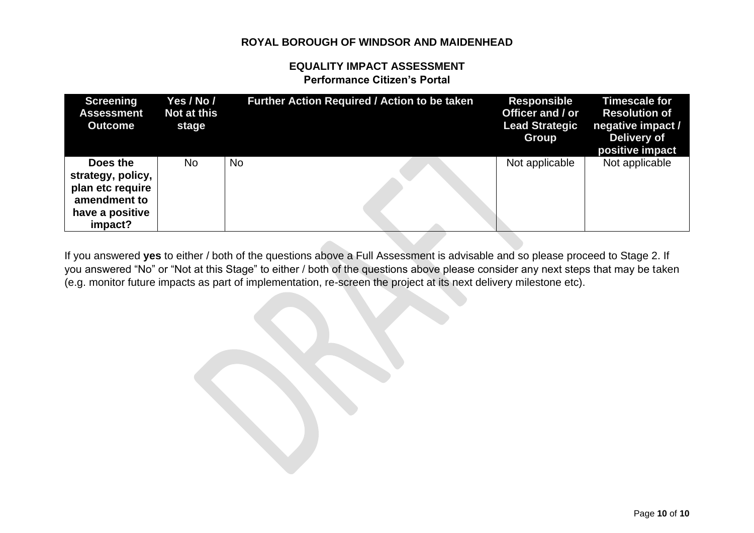**ROYAL BOROUGH OF WINDSOR AND MAIDENHEAD**

**EQUALITY IMPACT ASSESSMENT**
**Performance Citizen's Portal**

| Screening Assessment Outcome | Yes / No / Not at this stage | Further Action Required / Action to be taken | Responsible Officer and / or Lead Strategic Group | Timescale for Resolution of negative impact / Delivery of positive impact |
|---|---|---|---|---|
| **Does the strategy, policy, plan etc require amendment to have a positive impact?** | No | No | Not applicable | Not applicable |

If you answered **yes** to either / both of the questions above a Full Assessment is advisable and so please proceed to Stage 2. If you answered "No" or "Not at this Stage" to either / both of the questions above please consider any next steps that may be taken (e.g. monitor future impacts as part of implementation, re-screen the project at its next delivery milestone etc).